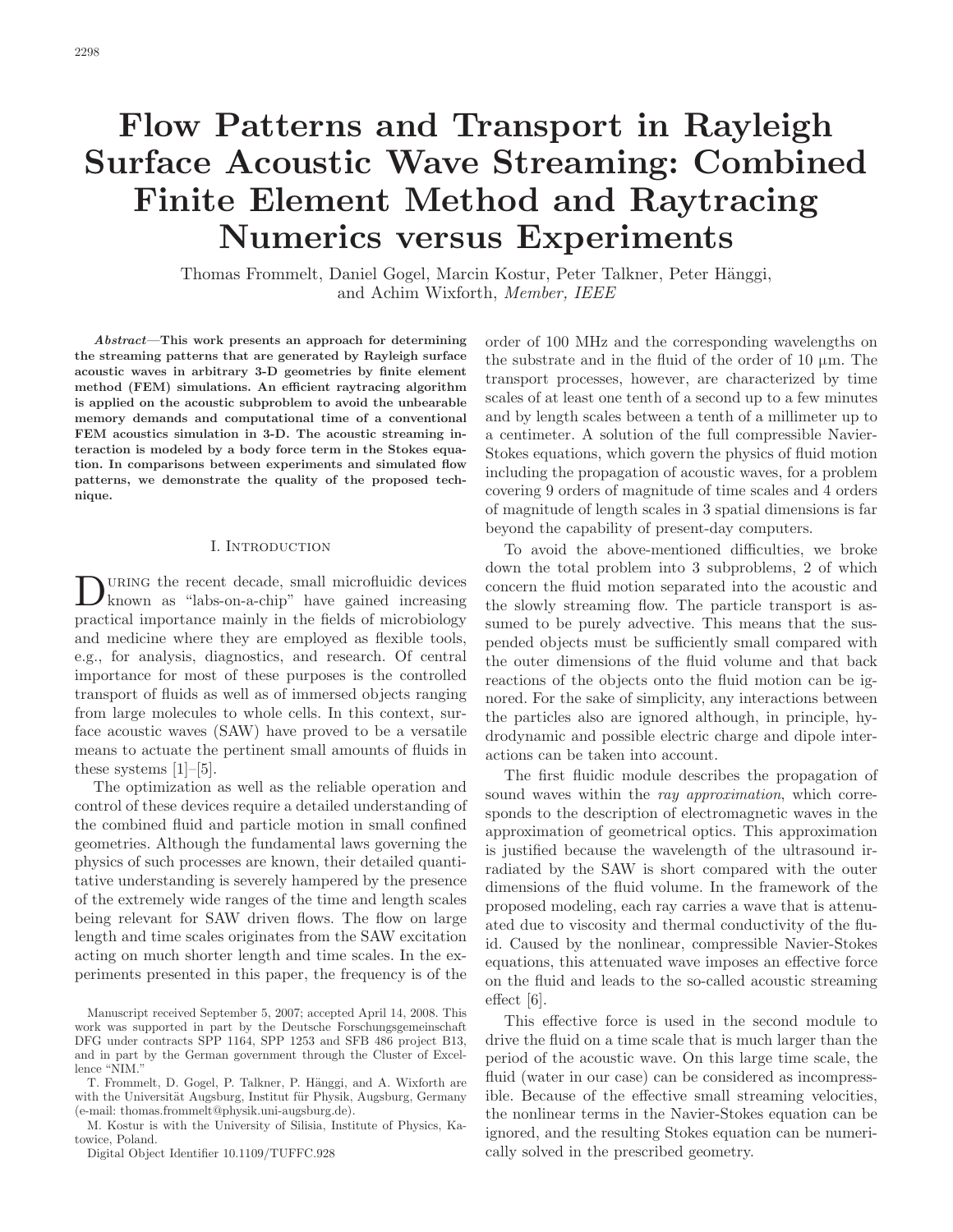# Flow Patterns and Transport in Rayleigh Surface Acoustic Wave Streaming: Combined Finite Element Method and Raytracing Numerics versus Experiments

Thomas Frommelt, Daniel Gogel, Marcin Kostur, Peter Talkner, Peter Hänggi, and Achim Wixforth, *Member, IEEE*

***Abstract*—This work presents an approach for determining the streaming patterns that are generated by Rayleigh surface acoustic waves in arbitrary 3-D geometries by finite element method (FEM) simulations. An efficient raytracing algorithm is applied on the acoustic subproblem to avoid the unbearable memory demands and computational time of a conventional FEM acoustics simulation in 3-D. The acoustic streaming interaction is modeled by a body force term in the Stokes equation. In comparisons between experiments and simulated flow patterns, we demonstrate the quality of the proposed technique.**

## I. Introduction

During the recent decade, small microfluidic devices known as "labs-on-a-chip" have gained increasing practical importance mainly in the fields of microbiology and medicine where they are employed as flexible tools, e.g., for analysis, diagnostics, and research. Of central importance for most of these purposes is the controlled transport of fluids as well as of immersed objects ranging from large molecules to whole cells. In this context, surface acoustic waves (SAW) have proved to be a versatile means to actuate the pertinent small amounts of fluids in these systems [1]–[5].

The optimization as well as the reliable operation and control of these devices require a detailed understanding of the combined fluid and particle motion in small confined geometries. Although the fundamental laws governing the physics of such processes are known, their detailed quantitative understanding is severely hampered by the presence of the extremely wide ranges of the time and length scales being relevant for SAW driven flows. The flow on large length and time scales originates from the SAW excitation acting on much shorter length and time scales. In the experiments presented in this paper, the frequency is of the order of 100 MHz and the corresponding wavelengths on the substrate and in the fluid of the order of 10 µm. The transport processes, however, are characterized by time scales of at least one tenth of a second up to a few minutes and by length scales between a tenth of a millimeter up to a centimeter. A solution of the full compressible Navier-Stokes equations, which govern the physics of fluid motion including the propagation of acoustic waves, for a problem covering 9 orders of magnitude of time scales and 4 orders of magnitude of length scales in 3 spatial dimensions is far beyond the capability of present-day computers.

To avoid the above-mentioned difficulties, we broke down the total problem into 3 subproblems, 2 of which concern the fluid motion separated into the acoustic and the slowly streaming flow. The particle transport is assumed to be purely advective. This means that the suspended objects must be sufficiently small compared with the outer dimensions of the fluid volume and that back reactions of the objects onto the fluid motion can be ignored. For the sake of simplicity, any interactions between the particles also are ignored although, in principle, hydrodynamic and possible electric charge and dipole interactions can be taken into account.

The first fluidic module describes the propagation of sound waves within the *ray approximation*, which corresponds to the description of electromagnetic waves in the approximation of geometrical optics. This approximation is justified because the wavelength of the ultrasound irradiated by the SAW is short compared with the outer dimensions of the fluid volume. In the framework of the proposed modeling, each ray carries a wave that is attenuated due to viscosity and thermal conductivity of the fluid. Caused by the nonlinear, compressible Navier-Stokes equations, this attenuated wave imposes an effective force on the fluid and leads to the so-called acoustic streaming effect [6].

This effective force is used in the second module to drive the fluid on a time scale that is much larger than the period of the acoustic wave. On this large time scale, the fluid (water in our case) can be considered as incompressible. Because of the effective small streaming velocities, the nonlinear terms in the Navier-Stokes equation can be ignored, and the resulting Stokes equation can be numerically solved in the prescribed geometry.

Manuscript received September 5, 2007; accepted April 14, 2008. This work was supported in part by the Deutsche Forschungsgemeinschaft DFG under contracts SPP 1164, SPP 1253 and SFB 486 project B13, and in part by the German government through the Cluster of Excellence "NIM."

T. Frommelt, D. Gogel, P. Talkner, P. Hänggi, and A. Wixforth are with the Universität Augsburg, Institut für Physik, Augsburg, Germany (e-mail: thomas.frommelt@physik.uni-augsburg.de).

M. Kostur is with the University of Silisia, Institute of Physics, Katowice, Poland.

Digital Object Identifier 10.1109/TUFFC.928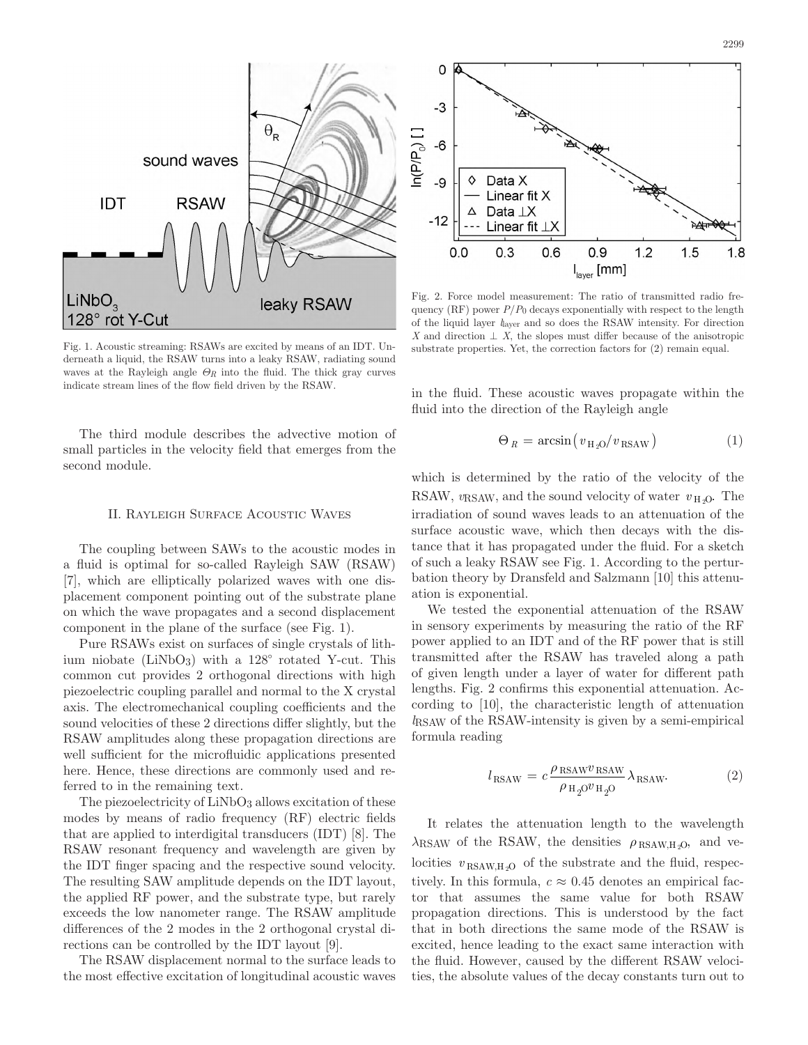Fig. 1. Acoustic streaming: RSAWs are excited by means of an IDT. Underneath a liquid, the RSAW turns into a leaky RSAW, radiating sound waves at the Rayleigh angle $\Theta_R$ into the fluid. The thick gray curves indicate stream lines of the flow field driven by the RSAW.

The third module describes the advective motion of small particles in the velocity field that emerges from the second module.

## II. Rayleigh Surface Acoustic Waves

The coupling between SAWs to the acoustic modes in a fluid is optimal for so-called Rayleigh SAW (RSAW) [7], which are elliptically polarized waves with one displacement component pointing out of the substrate plane on which the wave propagates and a second displacement component in the plane of the surface (see Fig. 1).

Pure RSAWs exist on surfaces of single crystals of lithium niobate ($LiNbO_3$) with a 128° rotated Y-cut. This common cut provides 2 orthogonal directions with high piezoelectric coupling parallel and normal to the X crystal axis. The electromechanical coupling coefficients and the sound velocities of these 2 directions differ slightly, but the RSAW amplitudes along these propagation directions are well sufficient for the microfluidic applications presented here. Hence, these directions are commonly used and referred to in the remaining text.

The piezoelectricity of $LiNbO_3$ allows excitation of these modes by means of radio frequency (RF) electric fields that are applied to interdigital transducers (IDT) [8]. The RSAW resonant frequency and wavelength are given by the IDT finger spacing and the respective sound velocity. The resulting SAW amplitude depends on the IDT layout, the applied RF power, and the substrate type, but rarely exceeds the low nanometer range. The RSAW amplitude differences of the 2 modes in the 2 orthogonal crystal directions can be controlled by the IDT layout [9].

The RSAW displacement normal to the surface leads to the most effective excitation of longitudinal acoustic waves

Fig. 2. Force model measurement: The ratio of transmitted radio frequency (RF) power $P/P_0$ decays exponentially with respect to the length of the liquid layer $l_{\text{layer}}$ and so does the RSAW intensity. For direction $X$ and direction $\perp X$, the slopes must differ because of the anisotropic substrate properties. Yet, the correction factors for (2) remain equal.

in the fluid. These acoustic waves propagate within the fluid into the direction of the Rayleigh angle

$$\Theta_R = \arcsin\left(v_{H_2O}/v_{\text{RSAW}}\right) \tag{1}$$

which is determined by the ratio of the velocity of the RSAW, $v_{\text{RSAW}}$, and the sound velocity of water $v_{H_2O}$. The irradiation of sound waves leads to an attenuation of the surface acoustic wave, which then decays with the distance that it has propagated under the fluid. For a sketch of such a leaky RSAW see Fig. 1. According to the perturbation theory by Dransfeld and Salzmann [10] this attenuation is exponential.

We tested the exponential attenuation of the RSAW in sensory experiments by measuring the ratio of the RF power applied to an IDT and of the RF power that is still transmitted after the RSAW has traveled along a path of given length under a layer of water for different path lengths. Fig. 2 confirms this exponential attenuation. According to [10], the characteristic length of attenuation $l_{\text{RSAW}}$ of the RSAW-intensity is given by a semi-empirical formula reading

$$l_{\text{RSAW}} = c\,\frac{\rho_{\text{RSAW}} v_{\text{RSAW}}}{\rho_{H_2O} v_{H_2O}}\,\lambda_{\text{RSAW}}. \tag{2}$$

It relates the attenuation length to the wavelength $\lambda_{\text{RSAW}}$ of the RSAW, the densities $\rho_{\text{RSAW},H_2O}$, and velocities $v_{\text{RSAW},H_2O}$ of the substrate and the fluid, respectively. In this formula, $c \approx 0.45$ denotes an empirical factor that assumes the same value for both RSAW propagation directions. This is understood by the fact that in both directions the same mode of the RSAW is excited, hence leading to the exact same interaction with the fluid. However, caused by the different RSAW velocities, the absolute values of the decay constants turn out to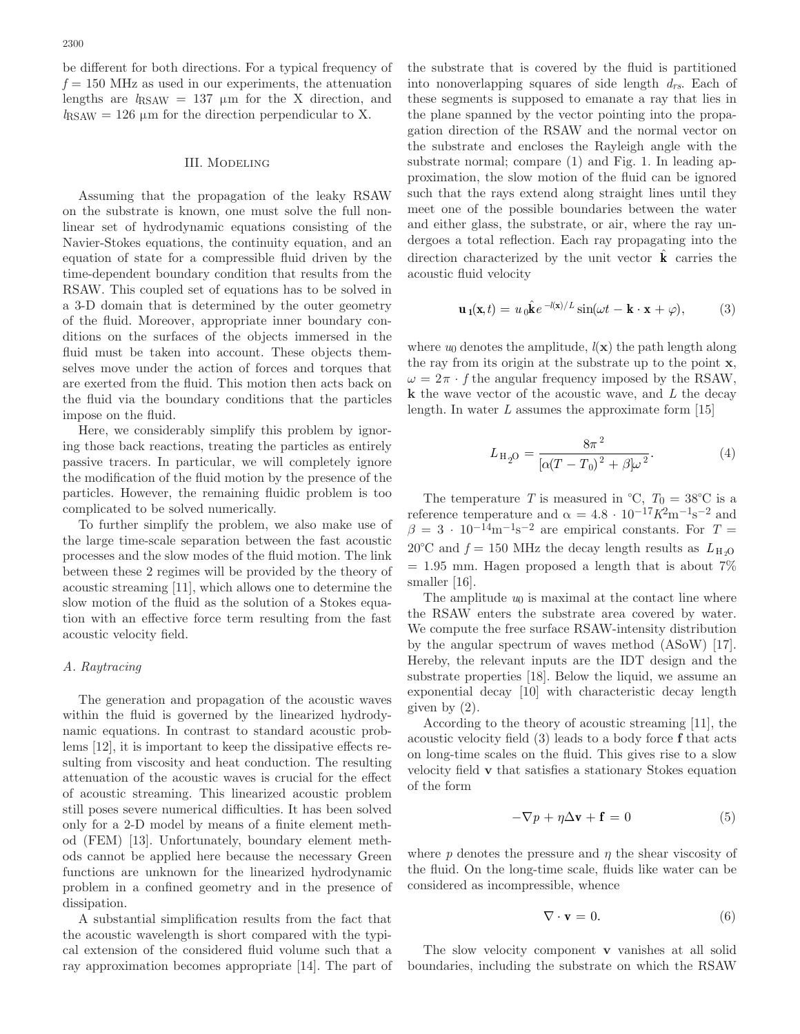be different for both directions. For a typical frequency of $f = 150$ MHz as used in our experiments, the attenuation lengths are $l_{\mathrm{RSAW}} = 137$ µm for the X direction, and $l_{\mathrm{RSAW}} = 126$ µm for the direction perpendicular to X.

## III. Modeling

Assuming that the propagation of the leaky RSAW on the substrate is known, one must solve the full nonlinear set of hydrodynamic equations consisting of the Navier-Stokes equations, the continuity equation, and an equation of state for a compressible fluid driven by the time-dependent boundary condition that results from the RSAW. This coupled set of equations has to be solved in a 3-D domain that is determined by the outer geometry of the fluid. Moreover, appropriate inner boundary conditions on the surfaces of the objects immersed in the fluid must be taken into account. These objects themselves move under the action of forces and torques that are exerted from the fluid. This motion then acts back on the fluid via the boundary conditions that the particles impose on the fluid.

Here, we considerably simplify this problem by ignoring those back reactions, treating the particles as entirely passive tracers. In particular, we will completely ignore the modification of the fluid motion by the presence of the particles. However, the remaining fluidic problem is too complicated to be solved numerically.

To further simplify the problem, we also make use of the large time-scale separation between the fast acoustic processes and the slow modes of the fluid motion. The link between these 2 regimes will be provided by the theory of acoustic streaming [11], which allows one to determine the slow motion of the fluid as the solution of a Stokes equation with an effective force term resulting from the fast acoustic velocity field.

### *A. Raytracing*

The generation and propagation of the acoustic waves within the fluid is governed by the linearized hydrodynamic equations. In contrast to standard acoustic problems [12], it is important to keep the dissipative effects resulting from viscosity and heat conduction. The resulting attenuation of the acoustic waves is crucial for the effect of acoustic streaming. This linearized acoustic problem still poses severe numerical difficulties. It has been solved only for a 2-D model by means of a finite element method (FEM) [13]. Unfortunately, boundary element methods cannot be applied here because the necessary Green functions are unknown for the linearized hydrodynamic problem in a confined geometry and in the presence of dissipation.

A substantial simplification results from the fact that the acoustic wavelength is short compared with the typical extension of the considered fluid volume such that a ray approximation becomes appropriate [14]. The part of the substrate that is covered by the fluid is partitioned into nonoverlapping squares of side length $d_{rs}$. Each of these segments is supposed to emanate a ray that lies in the plane spanned by the vector pointing into the propagation direction of the RSAW and the normal vector on the substrate and encloses the Rayleigh angle with the substrate normal; compare (1) and Fig. 1. In leading approximation, the slow motion of the fluid can be ignored such that the rays extend along straight lines until they meet one of the possible boundaries between the water and either glass, the substrate, or air, where the ray undergoes a total reflection. Each ray propagating into the direction characterized by the unit vector $\hat{\mathbf{k}}$ carries the acoustic fluid velocity

$$\mathbf{u}_1(\mathbf{x}, t) = u_0 \hat{\mathbf{k}} e^{-l(\mathbf{x})/L} \sin(\omega t - \mathbf{k} \cdot \mathbf{x} + \varphi), \tag{3}$$

where $u_0$ denotes the amplitude, $l(\mathbf{x})$ the path length along the ray from its origin at the substrate up to the point $\mathbf{x}$, $\omega = 2\pi \cdot f$ the angular frequency imposed by the RSAW, $\mathbf{k}$ the wave vector of the acoustic wave, and $L$ the decay length. In water $L$ assumes the approximate form [15]

$$L_{\mathrm{H_2O}} = \frac{8\pi^2}{[\alpha(T - T_0)^2 + \beta]\omega^2}. \tag{4}$$

The temperature $T$ is measured in °C, $T_0 = 38$°C is a reference temperature and $\alpha = 4.8 \cdot 10^{-17} K^2 \mathrm{m}^{-1}\mathrm{s}^{-2}$ and $\beta = 3 \cdot 10^{-14} \mathrm{m}^{-1}\mathrm{s}^{-2}$ are empirical constants. For $T = 20$°C and $f = 150$ MHz the decay length results as $L_{\mathrm{H_2O}} = 1.95$ mm. Hagen proposed a length that is about 7% smaller [16].

The amplitude $u_0$ is maximal at the contact line where the RSAW enters the substrate area covered by water. We compute the free surface RSAW-intensity distribution by the angular spectrum of waves method (ASoW) [17]. Hereby, the relevant inputs are the IDT design and the substrate properties [18]. Below the liquid, we assume an exponential decay [10] with characteristic decay length given by (2).

According to the theory of acoustic streaming [11], the acoustic velocity field (3) leads to a body force $\mathbf{f}$ that acts on long-time scales on the fluid. This gives rise to a slow velocity field $\mathbf{v}$ that satisfies a stationary Stokes equation of the form

$$-\nabla p + \eta \Delta \mathbf{v} + \mathbf{f} = 0 \tag{5}$$

where $p$ denotes the pressure and $\eta$ the shear viscosity of the fluid. On the long-time scale, fluids like water can be considered as incompressible, whence

$$\nabla \cdot \mathbf{v} = 0. \tag{6}$$

The slow velocity component $\mathbf{v}$ vanishes at all solid boundaries, including the substrate on which the RSAW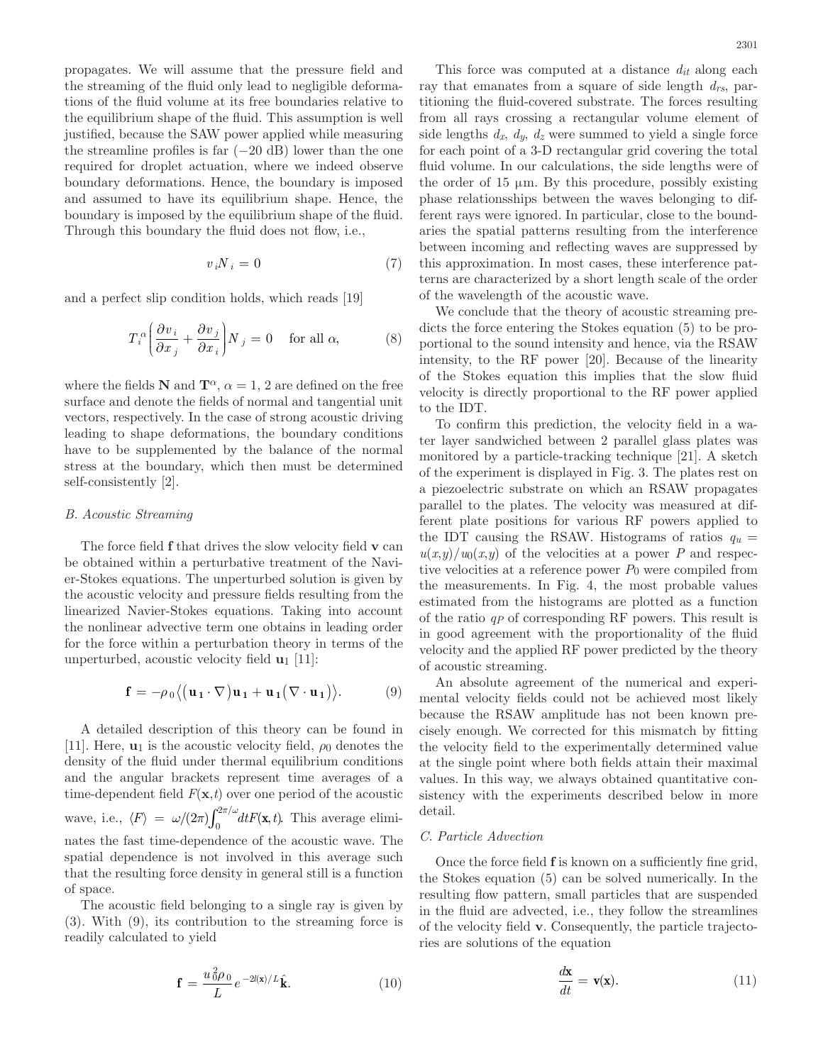propagates. We will assume that the pressure field and the streaming of the fluid only lead to negligible deformations of the fluid volume at its free boundaries relative to the equilibrium shape of the fluid. This assumption is well justified, because the SAW power applied while measuring the streamline profiles is far ($-20$ dB) lower than the one required for droplet actuation, where we indeed observe boundary deformations. Hence, the boundary is imposed and assumed to have its equilibrium shape. Hence, the boundary is imposed by the equilibrium shape of the fluid. Through this boundary the fluid does not flow, i.e.,

$$v_i N_i = 0 \tag{7}$$

and a perfect slip condition holds, which reads [19]

$$T_i^{\alpha}\left(\frac{\partial v_i}{\partial x_j} + \frac{\partial v_j}{\partial x_i}\right)N_j = 0 \quad \text{for all } \alpha, \tag{8}$$

where the fields $\mathbf{N}$ and $\mathbf{T}^{\alpha}$, $\alpha = 1, 2$ are defined on the free surface and denote the fields of normal and tangential unit vectors, respectively. In the case of strong acoustic driving leading to shape deformations, the boundary conditions have to be supplemented by the balance of the normal stress at the boundary, which then must be determined self-consistently [2].

### B. Acoustic Streaming

The force field $\mathbf{f}$ that drives the slow velocity field $\mathbf{v}$ can be obtained within a perturbative treatment of the Navier-Stokes equations. The unperturbed solution is given by the acoustic velocity and pressure fields resulting from the linearized Navier-Stokes equations. Taking into account the nonlinear advective term one obtains in leading order for the force within a perturbation theory in terms of the unperturbed, acoustic velocity field $\mathbf{u}_1$ [11]:

$$\mathbf{f} = -\rho_0 \left\langle \left(\mathbf{u_1} \cdot \nabla\right)\mathbf{u_1} + \mathbf{u_1}\left(\nabla \cdot \mathbf{u_1}\right)\right\rangle. \tag{9}$$

A detailed description of this theory can be found in [11]. Here, $\mathbf{u}_1$ is the acoustic velocity field, $\rho_0$ denotes the density of the fluid under thermal equilibrium conditions and the angular brackets represent time averages of a time-dependent field $F(\mathbf{x},t)$ over one period of the acoustic wave, i.e., $\langle F \rangle = \omega/(2\pi)\int_0^{2\pi/\omega} dt F(\mathbf{x}, t)$. This average eliminates the fast time-dependence of the acoustic wave. The spatial dependence is not involved in this average such that the resulting force density in general still is a function of space.

The acoustic field belonging to a single ray is given by (3). With (9), its contribution to the streaming force is readily calculated to yield

$$\mathbf{f} = \frac{u_0^2 \rho_0}{L} e^{-2l(\mathbf{x})/L}\hat{\mathbf{k}}. \tag{10}$$

This force was computed at a distance $d_{it}$ along each ray that emanates from a square of side length $d_{rs}$, partitioning the fluid-covered substrate. The forces resulting from all rays crossing a rectangular volume element of side lengths $d_x$, $d_y$, $d_z$ were summed to yield a single force for each point of a 3-D rectangular grid covering the total fluid volume. In our calculations, the side lengths were of the order of 15 µm. By this procedure, possibly existing phase relationsships between the waves belonging to different rays were ignored. In particular, close to the boundaries the spatial patterns resulting from the interference between incoming and reflecting waves are suppressed by this approximation. In most cases, these interference patterns are characterized by a short length scale of the order of the wavelength of the acoustic wave.

We conclude that the theory of acoustic streaming predicts the force entering the Stokes equation (5) to be proportional to the sound intensity and hence, via the RSAW intensity, to the RF power [20]. Because of the linearity of the Stokes equation this implies that the slow fluid velocity is directly proportional to the RF power applied to the IDT.

To confirm this prediction, the velocity field in a water layer sandwiched between 2 parallel glass plates was monitored by a particle-tracking technique [21]. A sketch of the experiment is displayed in Fig. 3. The plates rest on a piezoelectric substrate on which an RSAW propagates parallel to the plates. The velocity was measured at different plate positions for various RF powers applied to the IDT causing the RSAW. Histograms of ratios $q_u = u(x,y)/u_0(x,y)$ of the velocities at a power $P$ and respective velocities at a reference power $P_0$ were compiled from the measurements. In Fig. 4, the most probable values estimated from the histograms are plotted as a function of the ratio $q_P$ of corresponding RF powers. This result is in good agreement with the proportionality of the fluid velocity and the applied RF power predicted by the theory of acoustic streaming.

An absolute agreement of the numerical and experimental velocity fields could not be achieved most likely because the RSAW amplitude has not been known precisely enough. We corrected for this mismatch by fitting the velocity field to the experimentally determined value at the single point where both fields attain their maximal values. In this way, we always obtained quantitative consistency with the experiments described below in more detail.

### C. Particle Advection

Once the force field $\mathbf{f}$ is known on a sufficiently fine grid, the Stokes equation (5) can be solved numerically. In the resulting flow pattern, small particles that are suspended in the fluid are advected, i.e., they follow the streamlines of the velocity field $\mathbf{v}$. Consequently, the particle trajectories are solutions of the equation

$$\frac{d\mathbf{x}}{dt} = \mathbf{v}(\mathbf{x}). \tag{11}$$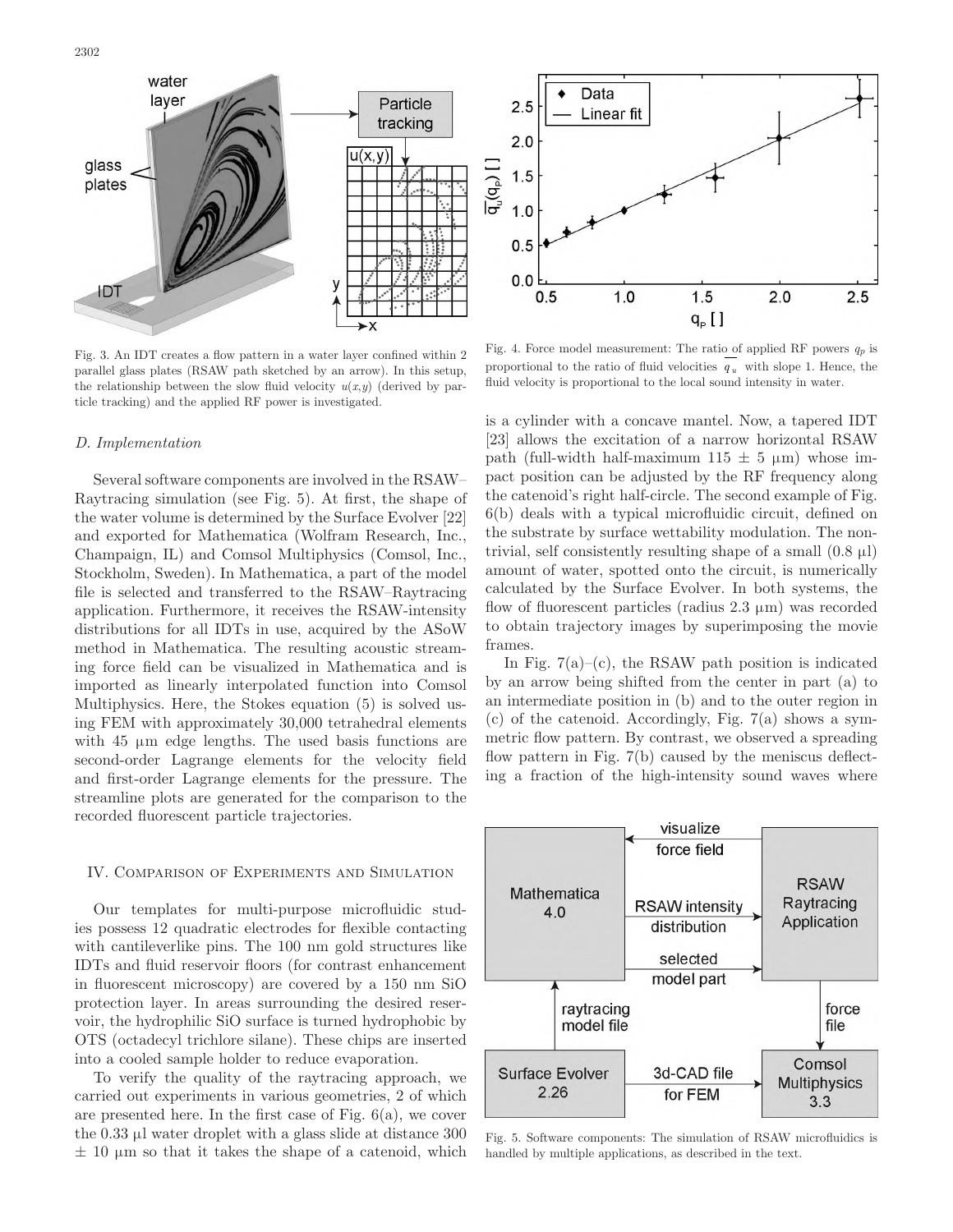Fig. 3. An IDT creates a flow pattern in a water layer confined within 2 parallel glass plates (RSAW path sketched by an arrow). In this setup, the relationship between the slow fluid velocity $u(x,y)$ (derived by particle tracking) and the applied RF power is investigated.

Fig. 4. Force model measurement: The ratio of applied RF powers $q_p$ is proportional to the ratio of fluid velocities $\overline{q_u}$ with slope 1. Hence, the fluid velocity is proportional to the local sound intensity in water.

### D. Implementation

Several software components are involved in the RSAW–Raytracing simulation (see Fig. 5). At first, the shape of the water volume is determined by the Surface Evolver [22] and exported for Mathematica (Wolfram Research, Inc., Champaign, IL) and Comsol Multiphysics (Comsol, Inc., Stockholm, Sweden). In Mathematica, a part of the model file is selected and transferred to the RSAW–Raytracing application. Furthermore, it receives the RSAW-intensity distributions for all IDTs in use, acquired by the ASoW method in Mathematica. The resulting acoustic streaming force field can be visualized in Mathematica and is imported as linearly interpolated function into Comsol Multiphysics. Here, the Stokes equation (5) is solved using FEM with approximately 30,000 tetrahedral elements with 45 μm edge lengths. The used basis functions are second-order Lagrange elements for the velocity field and first-order Lagrange elements for the pressure. The streamline plots are generated for the comparison to the recorded fluorescent particle trajectories.

## IV. Comparison of Experiments and Simulation

Our templates for multi-purpose microfluidic studies possess 12 quadratic electrodes for flexible contacting with cantileverlike pins. The 100 nm gold structures like IDTs and fluid reservoir floors (for contrast enhancement in fluorescent microscopy) are covered by a 150 nm SiO protection layer. In areas surrounding the desired reservoir, the hydrophilic SiO surface is turned hydrophobic by OTS (octadecyl trichlore silane). These chips are inserted into a cooled sample holder to reduce evaporation.

To verify the quality of the raytracing approach, we carried out experiments in various geometries, 2 of which are presented here. In the first case of Fig. 6(a), we cover the 0.33 μl water droplet with a glass slide at distance 300 ± 10 μm so that it takes the shape of a catenoid, which is a cylinder with a concave mantel. Now, a tapered IDT [23] allows the excitation of a narrow horizontal RSAW path (full-width half-maximum 115 ± 5 μm) whose impact position can be adjusted by the RF frequency along the catenoid's right half-circle. The second example of Fig. 6(b) deals with a typical microfluidic circuit, defined on the substrate by surface wettability modulation. The nontrivial, self consistently resulting shape of a small (0.8 μl) amount of water, spotted onto the circuit, is numerically calculated by the Surface Evolver. In both systems, the flow of fluorescent particles (radius 2.3 μm) was recorded to obtain trajectory images by superimposing the movie frames.

In Fig. 7(a)–(c), the RSAW path position is indicated by an arrow being shifted from the center in part (a) to an intermediate position in (b) and to the outer region in (c) of the catenoid. Accordingly, Fig. 7(a) shows a symmetric flow pattern. By contrast, we observed a spreading flow pattern in Fig. 7(b) caused by the meniscus deflecting a fraction of the high-intensity sound waves where

Fig. 5. Software components: The simulation of RSAW microfluidics is handled by multiple applications, as described in the text.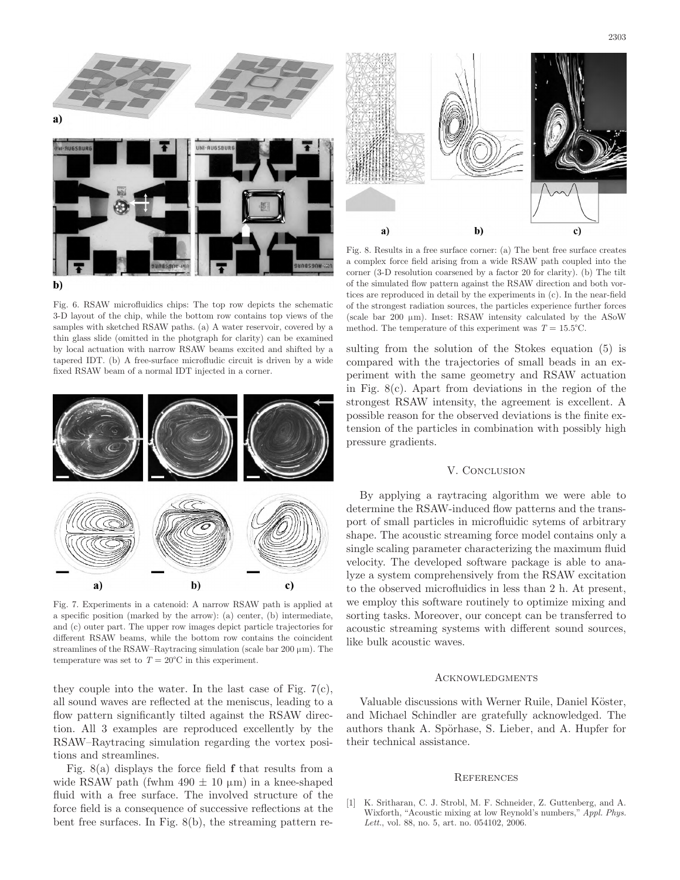Fig. 6. RSAW microfluidics chips: The top row depicts the schematic 3-D layout of the chip, while the bottom row contains top views of the samples with sketched RSAW paths. (a) A water reservoir, covered by a thin glass slide (omitted in the photgraph for clarity) can be examined by local actuation with narrow RSAW beams excited and shifted by a tapered IDT. (b) A free-surface microfludic circuit is driven by a wide fixed RSAW beam of a normal IDT injected in a corner.

Fig. 7. Experiments in a catenoid: A narrow RSAW path is applied at a specific position (marked by the arrow): (a) center, (b) intermediate, and (c) outer part. The upper row images depict particle trajectories for different RSAW beams, while the bottom row contains the coincident streamlines of the RSAW–Raytracing simulation (scale bar 200 μm). The temperature was set to $T = 20$°C in this experiment.

they couple into the water. In the last case of Fig. 7(c), all sound waves are reflected at the meniscus, leading to a flow pattern significantly tilted against the RSAW direction. All 3 examples are reproduced excellently by the RSAW–Raytracing simulation regarding the vortex positions and streamlines.

Fig. 8(a) displays the force field **f** that results from a wide RSAW path (fwhm 490 ± 10 μm) in a knee-shaped fluid with a free surface. The involved structure of the force field is a consequence of successive reflections at the bent free surfaces. In Fig. 8(b), the streaming pattern resulting from the solution of the Stokes equation (5) is compared with the trajectories of small beads in an experiment with the same geometry and RSAW actuation in Fig. 8(c). Apart from deviations in the region of the strongest RSAW intensity, the agreement is excellent. A possible reason for the observed deviations is the finite extension of the particles in combination with possibly high pressure gradients.

Fig. 8. Results in a free surface corner: (a) The bent free surface creates a complex force field arising from a wide RSAW path coupled into the corner (3-D resolution coarsened by a factor 20 for clarity). (b) The tilt of the simulated flow pattern against the RSAW direction and both vortices are reproduced in detail by the experiments in (c). In the near-field of the strongest radiation sources, the particles experience further forces (scale bar 200 μm). Inset: RSAW intensity calculated by the ASoW method. The temperature of this experiment was $T = 15.5$°C.

## V. Conclusion

By applying a raytracing algorithm we were able to determine the RSAW-induced flow patterns and the transport of small particles in microfluidic sytems of arbitrary shape. The acoustic streaming force model contains only a single scaling parameter characterizing the maximum fluid velocity. The developed software package is able to analyze a system comprehensively from the RSAW excitation to the observed microfluidics in less than 2 h. At present, we employ this software routinely to optimize mixing and sorting tasks. Moreover, our concept can be transferred to acoustic streaming systems with different sound sources, like bulk acoustic waves.

## Acknowledgments

Valuable discussions with Werner Ruile, Daniel Köster, and Michael Schindler are gratefully acknowledged. The authors thank A. Spörhase, S. Lieber, and A. Hupfer for their technical assistance.

## References

[1] K. Sritharan, C. J. Strobl, M. F. Schneider, Z. Guttenberg, and A. Wixforth, "Acoustic mixing at low Reynold's numbers," *Appl. Phys. Lett.*, vol. 88, no. 5, art. no. 054102, 2006.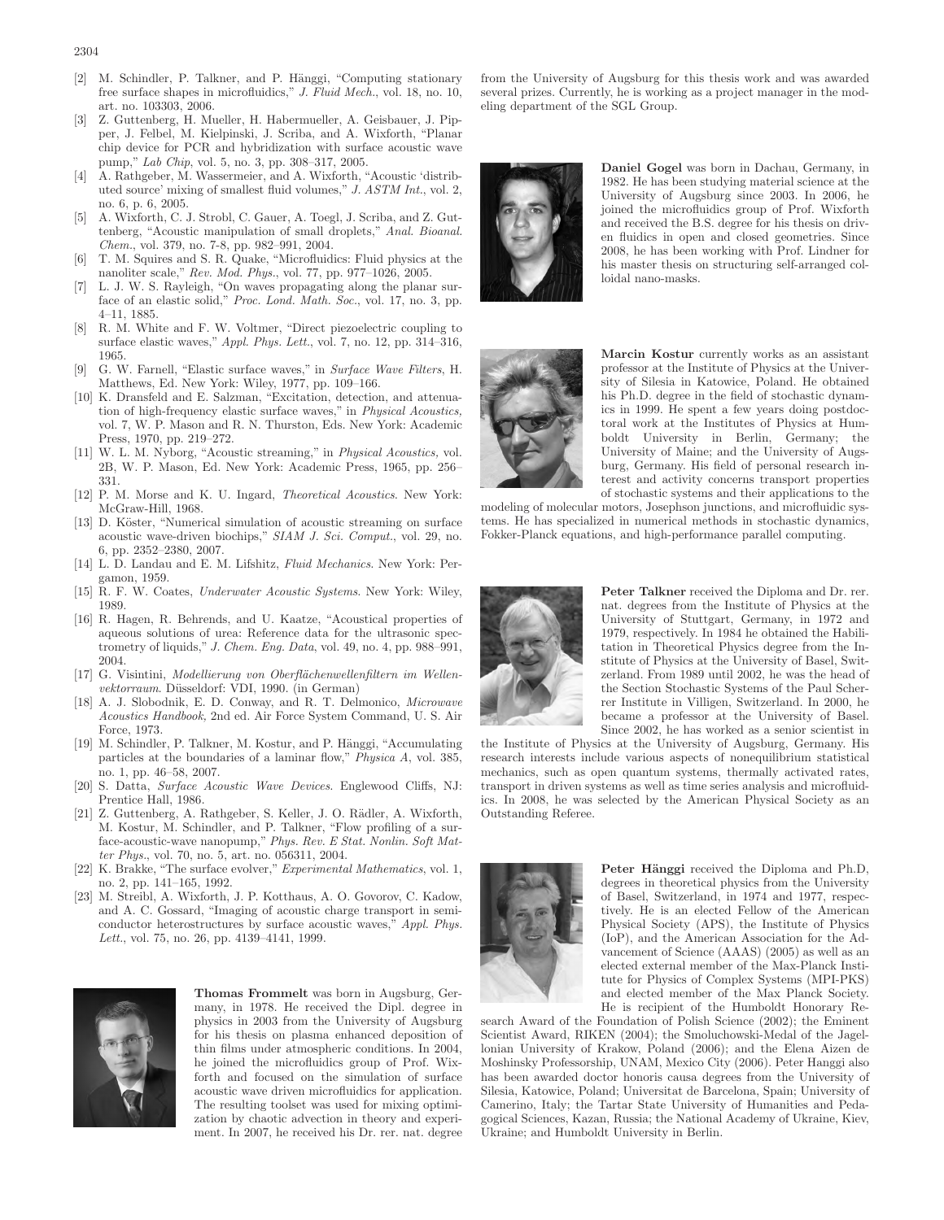[2] M. Schindler, P. Talkner, and P. Hänggi, "Computing stationary free surface shapes in microfluidics," *J. Fluid Mech.*, vol. 18, no. 10, art. no. 103303, 2006.

[3] Z. Guttenberg, H. Mueller, H. Habermueller, A. Geisbauer, J. Pipper, J. Felbel, M. Kielpinski, J. Scriba, and A. Wixforth, "Planar chip device for PCR and hybridization with surface acoustic wave pump," *Lab Chip*, vol. 5, no. 3, pp. 308–317, 2005.

[4] A. Rathgeber, M. Wassermeier, and A. Wixforth, "Acoustic 'distributed source' mixing of smallest fluid volumes," *J. ASTM Int.*, vol. 2, no. 6, p. 6, 2005.

[5] A. Wixforth, C. J. Strobl, C. Gauer, A. Toegl, J. Scriba, and Z. Guttenberg, "Acoustic manipulation of small droplets," *Anal. Bioanal. Chem.*, vol. 379, no. 7-8, pp. 982–991, 2004.

[6] T. M. Squires and S. R. Quake, "Microfluidics: Fluid physics at the nanoliter scale," *Rev. Mod. Phys.*, vol. 77, pp. 977–1026, 2005.

[7] L. J. W. S. Rayleigh, "On waves propagating along the planar surface of an elastic solid," *Proc. Lond. Math. Soc.*, vol. 17, no. 3, pp. 4–11, 1885.

[8] R. M. White and F. W. Voltmer, "Direct piezoelectric coupling to surface elastic waves," *Appl. Phys. Lett.*, vol. 7, no. 12, pp. 314–316, 1965.

[9] G. W. Farnell, "Elastic surface waves," in *Surface Wave Filters*, H. Matthews, Ed. New York: Wiley, 1977, pp. 109–166.

[10] K. Dransfeld and E. Salzman, "Excitation, detection, and attenuation of high-frequency elastic surface waves," in *Physical Acoustics*, vol. 7, W. P. Mason and R. N. Thurston, Eds. New York: Academic Press, 1970, pp. 219–272.

[11] W. L. M. Nyborg, "Acoustic streaming," in *Physical Acoustics*, vol. 2B, W. P. Mason, Ed. New York: Academic Press, 1965, pp. 256–331.

[12] P. M. Morse and K. U. Ingard, *Theoretical Acoustics*. New York: McGraw-Hill, 1968.

[13] D. Köster, "Numerical simulation of acoustic streaming on surface acoustic wave-driven biochips," *SIAM J. Sci. Comput.*, vol. 29, no. 6, pp. 2352–2380, 2007.

[14] L. D. Landau and E. M. Lifshitz, *Fluid Mechanics*. New York: Pergamon, 1959.

[15] R. F. W. Coates, *Underwater Acoustic Systems*. New York: Wiley, 1989.

[16] R. Hagen, R. Behrends, and U. Kaatze, "Acoustical properties of aqueous solutions of urea: Reference data for the ultrasonic spectrometry of liquids," *J. Chem. Eng. Data*, vol. 49, no. 4, pp. 988–991, 2004.

[17] G. Visintini, *Modellierung von Oberflächenwellenfiltern im Wellenvektorraum*. Düsseldorf: VDI, 1990. (in German)

[18] A. J. Slobodnik, E. D. Conway, and R. T. Delmonico, *Microwave Acoustics Handbook*, 2nd ed. Air Force System Command, U. S. Air Force, 1973.

[19] M. Schindler, P. Talkner, M. Kostur, and P. Hänggi, "Accumulating particles at the boundaries of a laminar flow," *Physica A*, vol. 385, no. 1, pp. 46–58, 2007.

[20] S. Datta, *Surface Acoustic Wave Devices*. Englewood Cliffs, NJ: Prentice Hall, 1986.

[21] Z. Guttenberg, A. Rathgeber, S. Keller, J. O. Rädler, A. Wixforth, M. Kostur, M. Schindler, and P. Talkner, "Flow profiling of a surface-acoustic-wave nanopump," *Phys. Rev. E Stat. Nonlin. Soft Matter Phys.*, vol. 70, no. 5, art. no. 056311, 2004.

[22] K. Brakke, "The surface evolver," *Experimental Mathematics*, vol. 1, no. 2, pp. 141–165, 1992.

[23] M. Streibl, A. Wixforth, J. P. Kotthaus, A. O. Govorov, C. Kadow, and A. C. Gossard, "Imaging of acoustic charge transport in semiconductor heterostructures by surface acoustic waves," *Appl. Phys. Lett.*, vol. 75, no. 26, pp. 4139–4141, 1999.

**Thomas Frommelt** was born in Augsburg, Germany, in 1978. He received the Dipl. degree in physics in 2003 from the University of Augsburg for his thesis on plasma enhanced deposition of thin films under atmospheric conditions. In 2004, he joined the microfluidics group of Prof. Wixforth and focused on the simulation of surface acoustic wave driven microfluidics for application. The resulting toolset was used for mixing optimization by chaotic advection in theory and experiment. In 2007, he received his Dr. rer. nat. degree from the University of Augsburg for this thesis work and was awarded several prizes. Currently, he is working as a project manager in the modeling department of the SGL Group.

**Daniel Gogel** was born in Dachau, Germany, in 1982. He has been studying material science at the University of Augsburg since 2003. In 2006, he joined the microfluidics group of Prof. Wixforth and received the B.S. degree for his thesis on driven fluidics in open and closed geometries. Since 2008, he has been working with Prof. Lindner for his master thesis on structuring self-arranged colloidal nano-masks.

**Marcin Kostur** currently works as an assistant professor at the Institute of Physics at the University of Silesia in Katowice, Poland. He obtained his Ph.D. degree in the field of stochastic dynamics in 1999. He spent a few years doing postdoctoral work at the Institutes of Physics at Humboldt University in Berlin, Germany; the University of Maine; and the University of Augsburg, Germany. His field of personal research interest and activity concerns transport properties of stochastic systems and their applications to the modeling of molecular motors, Josephson junctions, and microfluidic systems. He has specialized in numerical methods in stochastic dynamics, Fokker-Planck equations, and high-performance parallel computing.

**Peter Talkner** received the Diploma and Dr. rer. nat. degrees from the Institute of Physics at the University of Stuttgart, Germany, in 1972 and 1979, respectively. In 1984 he obtained the Habilitation in Theoretical Physics degree from the Institute of Physics at the University of Basel, Switzerland. From 1989 until 2002, he was the head of the Section Stochastic Systems of the Paul Scherrer Institute in Villigen, Switzerland. In 2000, he became a professor at the University of Basel. Since 2002, he has worked as a senior scientist in the Institute of Physics at the University of Augsburg, Germany. His research interests include various aspects of nonequilibrium statistical mechanics, such as open quantum systems, thermally activated rates, transport in driven systems as well as time series analysis and microfluidics. In 2008, he was selected by the American Physical Society as an Outstanding Referee.

**Peter Hänggi** received the Diploma and Ph.D, degrees in theoretical physics from the University of Basel, Switzerland, in 1974 and 1977, respectively. He is an elected Fellow of the American Physical Society (APS), the Institute of Physics (IoP), and the American Association for the Advancement of Science (AAAS) (2005) as well as an elected external member of the Max-Planck Institute for Physics of Complex Systems (MPI-PKS) and elected member of the Max Planck Society. He is recipient of the Humboldt Honorary Research Award of the Foundation of Polish Science (2002); the Eminent Scientist Award, RIKEN (2004); the Smoluchowski-Medal of the Jagellonian University of Krakow, Poland (2006); and the Elena Aizen de Moshinsky Professorship, UNAM, Mexico City (2006). Peter Hanggi also has been awarded doctor honoris causa degrees from the University of Silesia, Katowice, Poland; Universitat de Barcelona, Spain; University of Camerino, Italy; the Tartar State University of Humanities and Pedagogical Sciences, Kazan, Russia; the National Academy of Ukraine, Kiev, Ukraine; and Humboldt University in Berlin.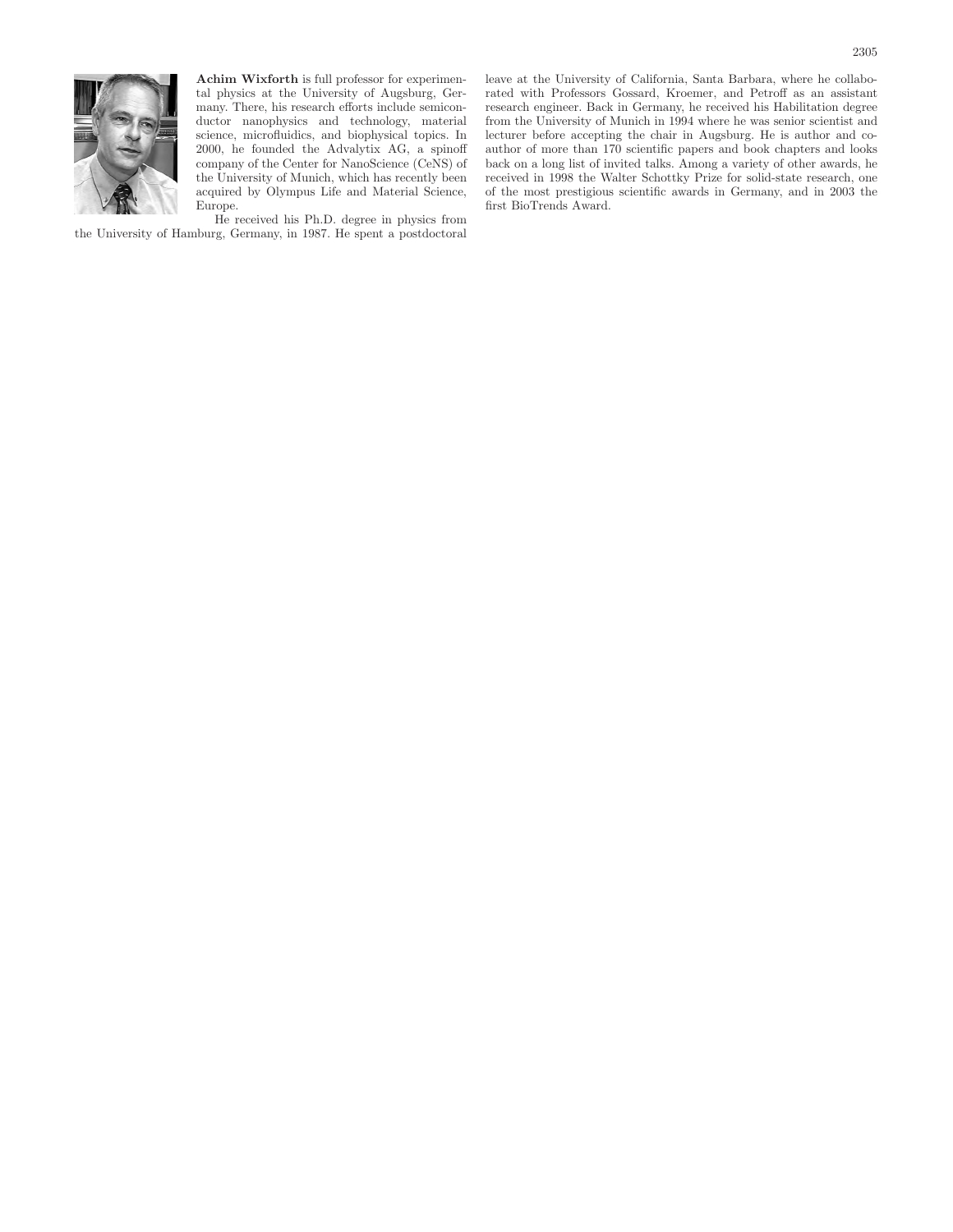**Achim Wixforth** is full professor for experimental physics at the University of Augsburg, Germany. There, his research efforts include semiconductor nanophysics and technology, material science, microfluidics, and biophysical topics. In 2000, he founded the Advalytix AG, a spinoff company of the Center for NanoScience (CeNS) of the University of Munich, which has recently been acquired by Olympus Life and Material Science, Europe.

He received his Ph.D. degree in physics from the University of Hamburg, Germany, in 1987. He spent a postdoctoral leave at the University of California, Santa Barbara, where he collaborated with Professors Gossard, Kroemer, and Petroff as an assistant research engineer. Back in Germany, he received his Habilitation degree from the University of Munich in 1994 where he was senior scientist and lecturer before accepting the chair in Augsburg. He is author and coauthor of more than 170 scientific papers and book chapters and looks back on a long list of invited talks. Among a variety of other awards, he received in 1998 the Walter Schottky Prize for solid-state research, one of the most prestigious scientific awards in Germany, and in 2003 the first BioTrends Award.